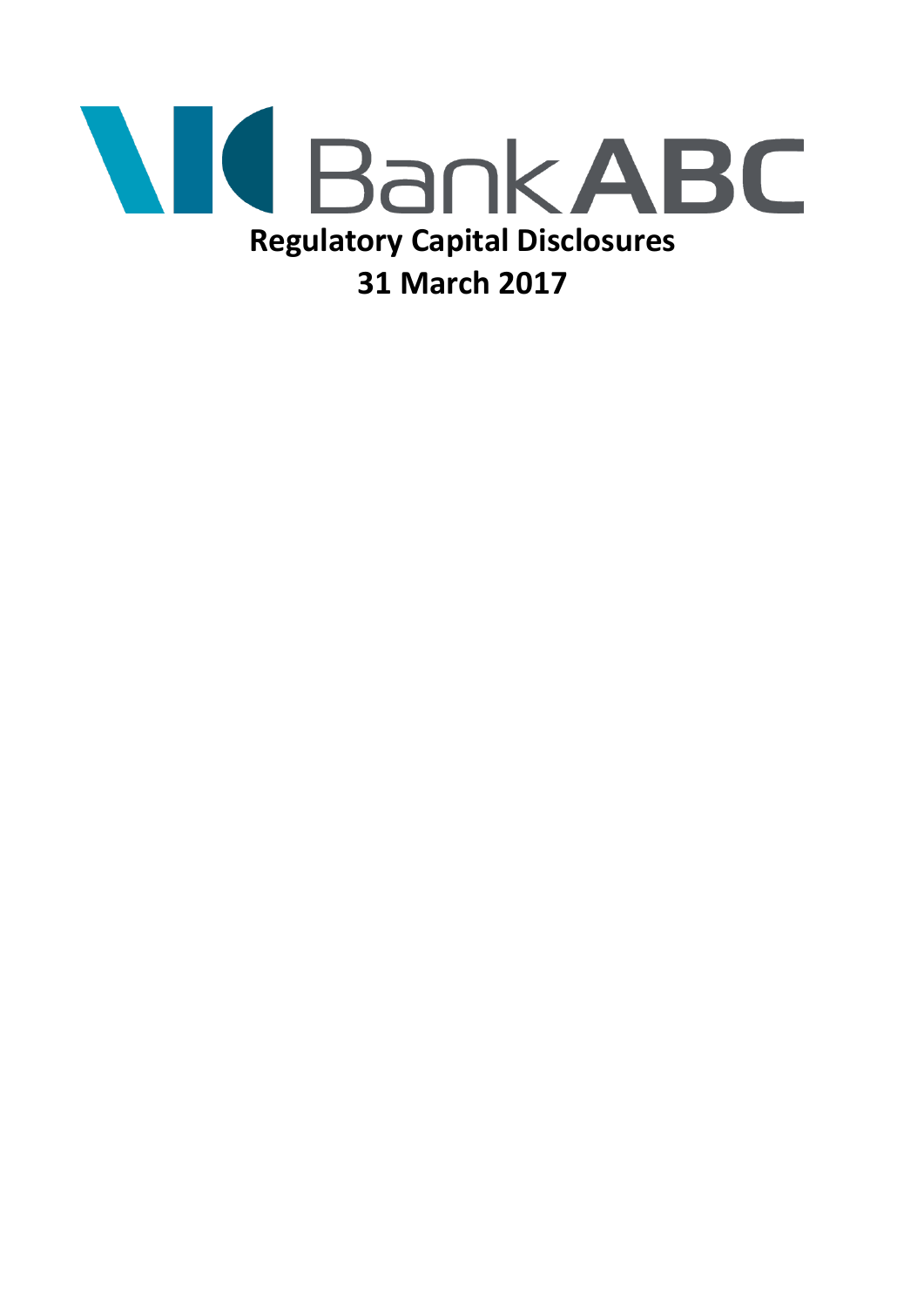# Bank ABC

## Regulatory Capital Disclosures

## 31 March 2017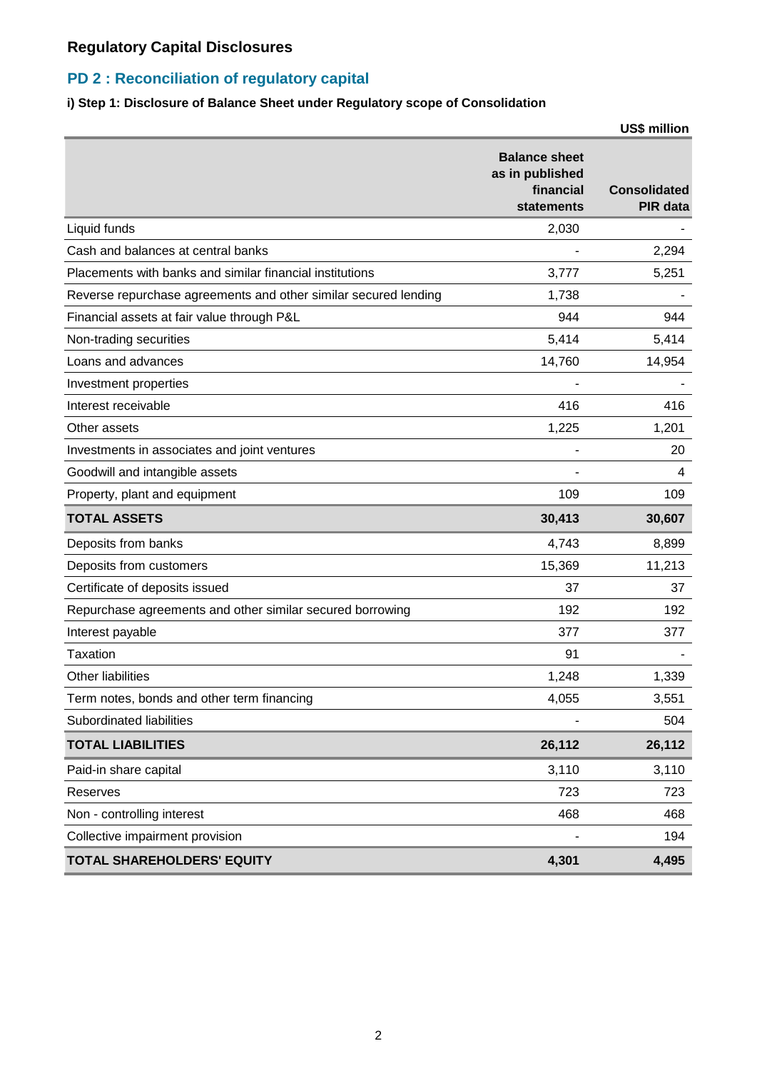## Regulatory Capital Disclosures

### PD 2 : Reconciliation of regulatory capital

**i) Step 1: Disclosure of Balance Sheet under Regulatory scope of Consolidation**

US$ million

| | Balance sheet as in published financial statements | Consolidated PIR data |
|---|---|---|
| Liquid funds | 2,030 | - |
| Cash and balances at central banks | - | 2,294 |
| Placements with banks and similar financial institutions | 3,777 | 5,251 |
| Reverse repurchase agreements and other similar secured lending | 1,738 | - |
| Financial assets at fair value through P&L | 944 | 944 |
| Non-trading securities | 5,414 | 5,414 |
| Loans and advances | 14,760 | 14,954 |
| Investment properties | - | - |
| Interest receivable | 416 | 416 |
| Other assets | 1,225 | 1,201 |
| Investments in associates and joint ventures | - | 20 |
| Goodwill and intangible assets | - | 4 |
| Property, plant and equipment | 109 | 109 |
| **TOTAL ASSETS** | **30,413** | **30,607** |
| Deposits from banks | 4,743 | 8,899 |
| Deposits from customers | 15,369 | 11,213 |
| Certificate of deposits issued | 37 | 37 |
| Repurchase agreements and other similar secured borrowing | 192 | 192 |
| Interest payable | 377 | 377 |
| Taxation | 91 | - |
| Other liabilities | 1,248 | 1,339 |
| Term notes, bonds and other term financing | 4,055 | 3,551 |
| Subordinated liabilities | - | 504 |
| **TOTAL LIABILITIES** | **26,112** | **26,112** |
| Paid-in share capital | 3,110 | 3,110 |
| Reserves | 723 | 723 |
| Non - controlling interest | 468 | 468 |
| Collective impairment provision | - | 194 |
| **TOTAL SHAREHOLDERS' EQUITY** | **4,301** | **4,495** |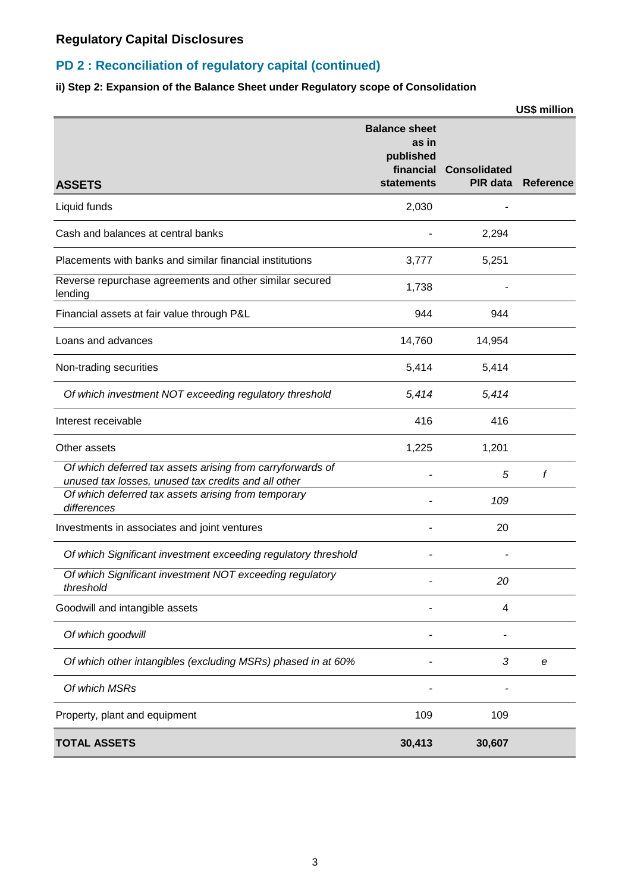## Regulatory Capital Disclosures

### PD 2 : Reconciliation of regulatory capital (continued)

**ii) Step 2: Expansion of the Balance Sheet under Regulatory scope of Consolidation**

US$ million

| ASSETS | Balance sheet as in published financial statements | Consolidated PIR data | Reference |
|---|---|---|---|
| Liquid funds | 2,030 | - | |
| Cash and balances at central banks | - | 2,294 | |
| Placements with banks and similar financial institutions | 3,777 | 5,251 | |
| Reverse repurchase agreements and other similar secured lending | 1,738 | - | |
| Financial assets at fair value through P&L | 944 | 944 | |
| Loans and advances | 14,760 | 14,954 | |
| Non-trading securities | 5,414 | 5,414 | |
| *Of which investment NOT exceeding regulatory threshold* | *5,414* | *5,414* | |
| Interest receivable | 416 | 416 | |
| Other assets | 1,225 | 1,201 | |
| *Of which deferred tax assets arising from carryforwards of unused tax losses, unused tax credits and all other* | - | *5* | *f* |
| *Of which deferred tax assets arising from temporary differences* | - | *109* | |
| Investments in associates and joint ventures | - | 20 | |
| *Of which Significant investment exceeding regulatory threshold* | - | - | |
| *Of which Significant investment NOT exceeding regulatory threshold* | - | *20* | |
| Goodwill and intangible assets | - | 4 | |
| *Of which goodwill* | - | - | |
| *Of which other intangibles (excluding MSRs) phased in at 60%* | - | *3* | *e* |
| *Of which MSRs* | - | - | |
| Property, plant and equipment | 109 | 109 | |
| **TOTAL ASSETS** | **30,413** | **30,607** | |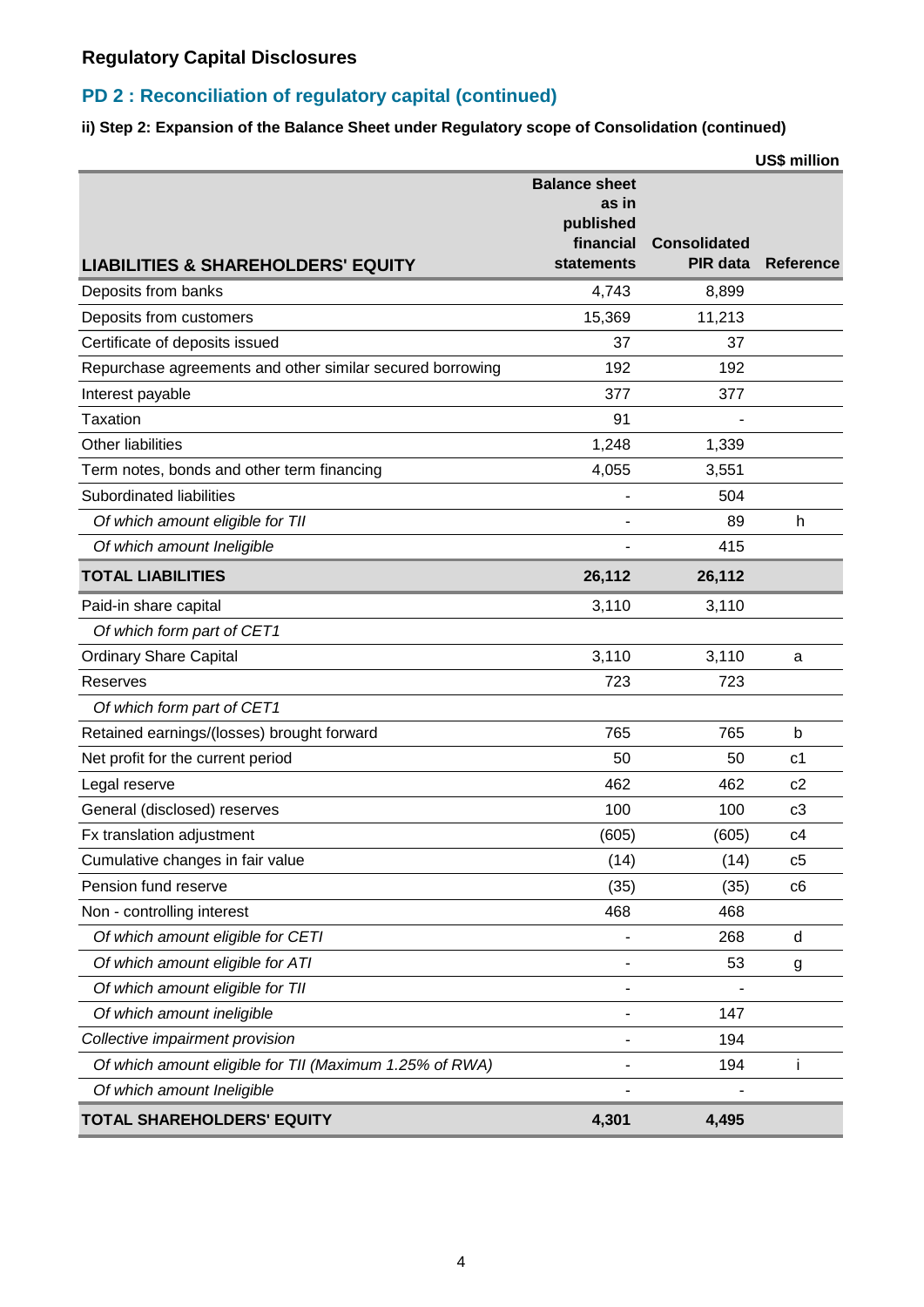## Regulatory Capital Disclosures

## PD 2 : Reconciliation of regulatory capital (continued)

**ii) Step 2: Expansion of the Balance Sheet under Regulatory scope of Consolidation (continued)**

US$ million

| LIABILITIES & SHAREHOLDERS' EQUITY | Balance sheet as in published financial statements | Consolidated PIR data | Reference |
|---|---|---|---|
| Deposits from banks | 4,743 | 8,899 | |
| Deposits from customers | 15,369 | 11,213 | |
| Certificate of deposits issued | 37 | 37 | |
| Repurchase agreements and other similar secured borrowing | 192 | 192 | |
| Interest payable | 377 | 377 | |
| Taxation | 91 | - | |
| Other liabilities | 1,248 | 1,339 | |
| Term notes, bonds and other term financing | 4,055 | 3,551 | |
| Subordinated liabilities | - | 504 | |
| *Of which amount eligible for TII* | - | 89 | h |
| *Of which amount Ineligible* | - | 415 | |
| **TOTAL LIABILITIES** | **26,112** | **26,112** | |
| Paid-in share capital | 3,110 | 3,110 | |
| *Of which form part of CET1* | | | |
| Ordinary Share Capital | 3,110 | 3,110 | a |
| Reserves | 723 | 723 | |
| *Of which form part of CET1* | | | |
| Retained earnings/(losses) brought forward | 765 | 765 | b |
| Net profit for the current period | 50 | 50 | c1 |
| Legal reserve | 462 | 462 | c2 |
| General (disclosed) reserves | 100 | 100 | c3 |
| Fx translation adjustment | (605) | (605) | c4 |
| Cumulative changes in fair value | (14) | (14) | c5 |
| Pension fund reserve | (35) | (35) | c6 |
| Non - controlling interest | 468 | 468 | |
| *Of which amount eligible for CETI* | - | 268 | d |
| *Of which amount eligible for ATI* | - | 53 | g |
| *Of which amount eligible for TII* | - | - | |
| *Of which amount ineligible* | - | 147 | |
| *Collective impairment provision* | - | 194 | |
| *Of which amount eligible for TII (Maximum 1.25% of RWA)* | - | 194 | i |
| *Of which amount Ineligible* | - | - | |
| **TOTAL SHAREHOLDERS' EQUITY** | **4,301** | **4,495** | |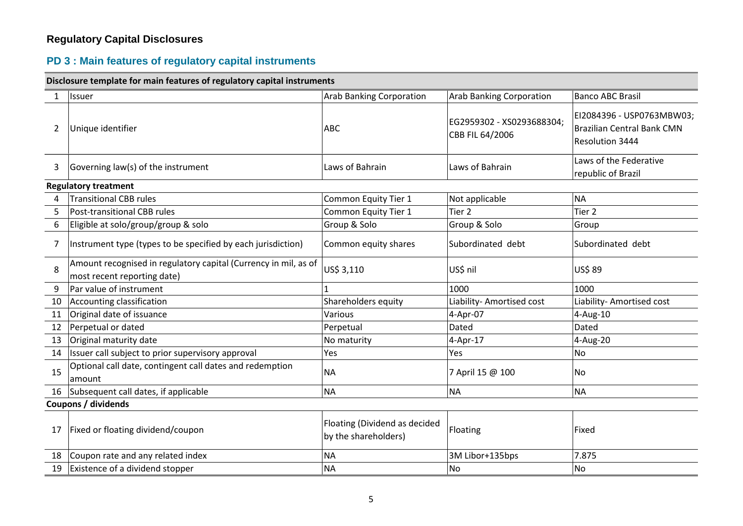## Regulatory Capital Disclosures

## PD 3 : Main features of regulatory capital instruments

| Disclosure template for main features of regulatory capital instruments | | | | |
|---|---|---|---|---|
| 1 | Issuer | Arab Banking Corporation | Arab Banking Corporation | Banco ABC Brasil |
| 2 | Unique identifier | ABC | EG2959302 - XS0293688304; CBB FIL 64/2006 | EI2084396 - USP0763MBW03; Brazilian Central Bank CMN Resolution 3444 |
| 3 | Governing law(s) of the instrument | Laws of Bahrain | Laws of Bahrain | Laws of the Federative republic of Brazil |
| **Regulatory treatment** | | | | |
| 4 | Transitional CBB rules | Common Equity Tier 1 | Not applicable | NA |
| 5 | Post-transitional CBB rules | Common Equity Tier 1 | Tier 2 | Tier 2 |
| 6 | Eligible at solo/group/group & solo | Group & Solo | Group & Solo | Group |
| 7 | Instrument type (types to be specified by each jurisdiction) | Common equity shares | Subordinated debt | Subordinated debt |
| 8 | Amount recognised in regulatory capital (Currency in mil, as of most recent reporting date) | US$ 3,110 | US$ nil | US$ 89 |
| 9 | Par value of instrument | 1 | 1000 | 1000 |
| 10 | Accounting classification | Shareholders equity | Liability- Amortised cost | Liability- Amortised cost |
| 11 | Original date of issuance | Various | 4-Apr-07 | 4-Aug-10 |
| 12 | Perpetual or dated | Perpetual | Dated | Dated |
| 13 | Original maturity date | No maturity | 4-Apr-17 | 4-Aug-20 |
| 14 | Issuer call subject to prior supervisory approval | Yes | Yes | No |
| 15 | Optional call date, contingent call dates and redemption amount | NA | 7 April 15 @ 100 | No |
| 16 | Subsequent call dates, if applicable | NA | NA | NA |
| **Coupons / dividends** | | | | |
| 17 | Fixed or floating dividend/coupon | Floating (Dividend as decided by the shareholders) | Floating | Fixed |
| 18 | Coupon rate and any related index | NA | 3M Libor+135bps | 7.875 |
| 19 | Existence of a dividend stopper | NA | No | No |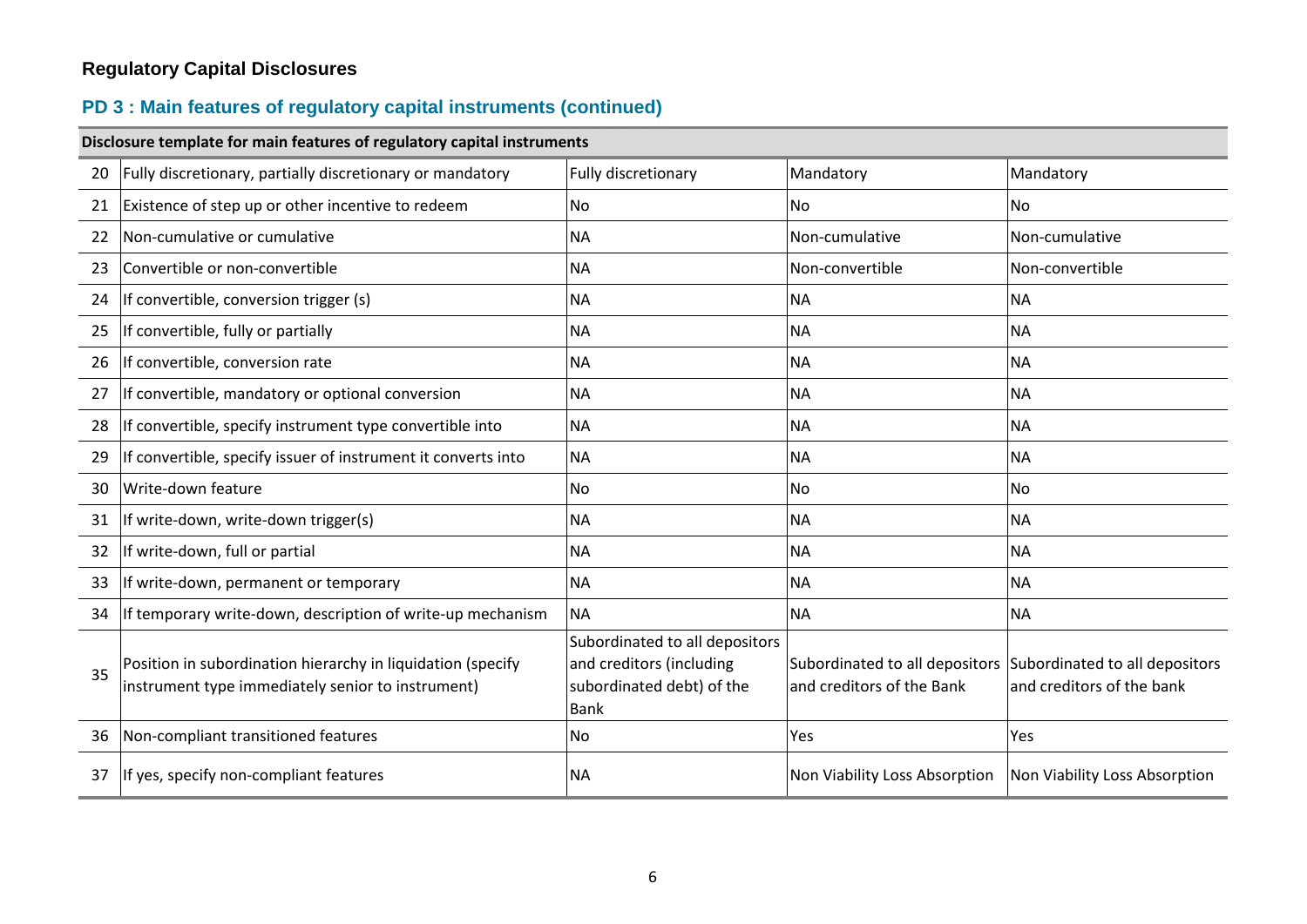## Regulatory Capital Disclosures

### PD 3 : Main features of regulatory capital instruments (continued)

| Disclosure template for main features of regulatory capital instruments | | | | |
|---|---|---|---|---|
| 20 | Fully discretionary, partially discretionary or mandatory | Fully discretionary | Mandatory | Mandatory |
| 21 | Existence of step up or other incentive to redeem | No | No | No |
| 22 | Non-cumulative or cumulative | NA | Non-cumulative | Non-cumulative |
| 23 | Convertible or non-convertible | NA | Non-convertible | Non-convertible |
| 24 | If convertible, conversion trigger (s) | NA | NA | NA |
| 25 | If convertible, fully or partially | NA | NA | NA |
| 26 | If convertible, conversion rate | NA | NA | NA |
| 27 | If convertible, mandatory or optional conversion | NA | NA | NA |
| 28 | If convertible, specify instrument type convertible into | NA | NA | NA |
| 29 | If convertible, specify issuer of instrument it converts into | NA | NA | NA |
| 30 | Write-down feature | No | No | No |
| 31 | If write-down, write-down trigger(s) | NA | NA | NA |
| 32 | If write-down, full or partial | NA | NA | NA |
| 33 | If write-down, permanent or temporary | NA | NA | NA |
| 34 | If temporary write-down, description of write-up mechanism | NA | NA | NA |
| 35 | Position in subordination hierarchy in liquidation (specify instrument type immediately senior to instrument) | Subordinated to all depositors and creditors (including subordinated debt) of the Bank | Subordinated to all depositors and creditors of the Bank | Subordinated to all depositors and creditors of the bank |
| 36 | Non-compliant transitioned features | No | Yes | Yes |
| 37 | If yes, specify non-compliant features | NA | Non Viability Loss Absorption | Non Viability Loss Absorption |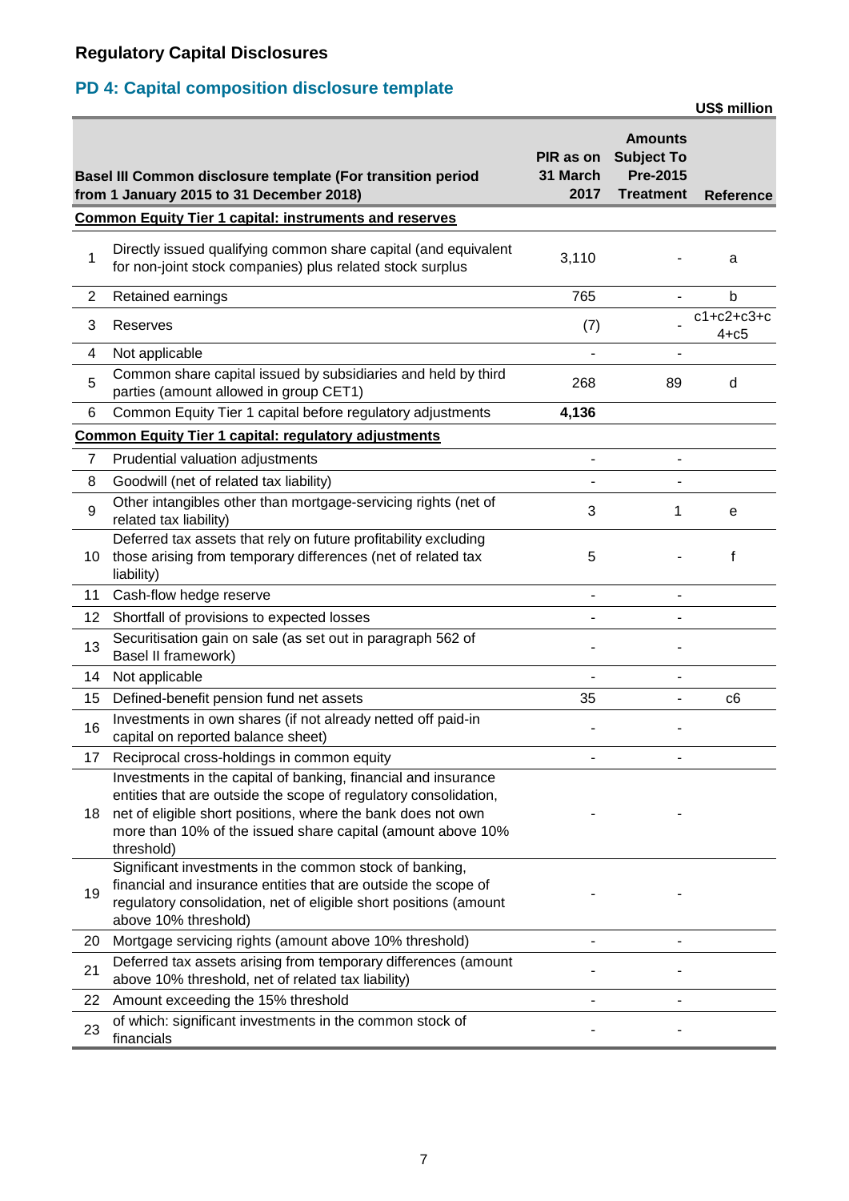## Regulatory Capital Disclosures

### PD 4: Capital composition disclosure template

US$ million

| | Basel III Common disclosure template (For transition period from 1 January 2015 to 31 December 2018) | PIR as on 31 March 2017 | Amounts Subject To Pre-2015 Treatment | Reference |
|---|---|---|---|---|
| | **Common Equity Tier 1 capital: instruments and reserves** | | | |
| 1 | Directly issued qualifying common share capital (and equivalent for non-joint stock companies) plus related stock surplus | 3,110 | - | a |
| 2 | Retained earnings | 765 | - | b |
| 3 | Reserves | (7) | - | c1+c2+c3+c4+c5 |
| 4 | Not applicable | - | - | |
| 5 | Common share capital issued by subsidiaries and held by third parties (amount allowed in group CET1) | 268 | 89 | d |
| 6 | Common Equity Tier 1 capital before regulatory adjustments | **4,136** | | |
| | **Common Equity Tier 1 capital: regulatory adjustments** | | | |
| 7 | Prudential valuation adjustments | - | - | |
| 8 | Goodwill (net of related tax liability) | - | - | |
| 9 | Other intangibles other than mortgage-servicing rights (net of related tax liability) | 3 | 1 | e |
| 10 | Deferred tax assets that rely on future profitability excluding those arising from temporary differences (net of related tax liability) | 5 | - | f |
| 11 | Cash-flow hedge reserve | - | - | |
| 12 | Shortfall of provisions to expected losses | - | - | |
| 13 | Securitisation gain on sale (as set out in paragraph 562 of Basel II framework) | - | - | |
| 14 | Not applicable | - | - | |
| 15 | Defined-benefit pension fund net assets | 35 | - | c6 |
| 16 | Investments in own shares (if not already netted off paid-in capital on reported balance sheet) | - | - | |
| 17 | Reciprocal cross-holdings in common equity | - | - | |
| 18 | Investments in the capital of banking, financial and insurance entities that are outside the scope of regulatory consolidation, net of eligible short positions, where the bank does not own more than 10% of the issued share capital (amount above 10% threshold) | - | - | |
| 19 | Significant investments in the common stock of banking, financial and insurance entities that are outside the scope of regulatory consolidation, net of eligible short positions (amount above 10% threshold) | - | - | |
| 20 | Mortgage servicing rights (amount above 10% threshold) | - | - | |
| 21 | Deferred tax assets arising from temporary differences (amount above 10% threshold, net of related tax liability) | - | - | |
| 22 | Amount exceeding the 15% threshold | - | - | |
| 23 | of which: significant investments in the common stock of financials | - | - | |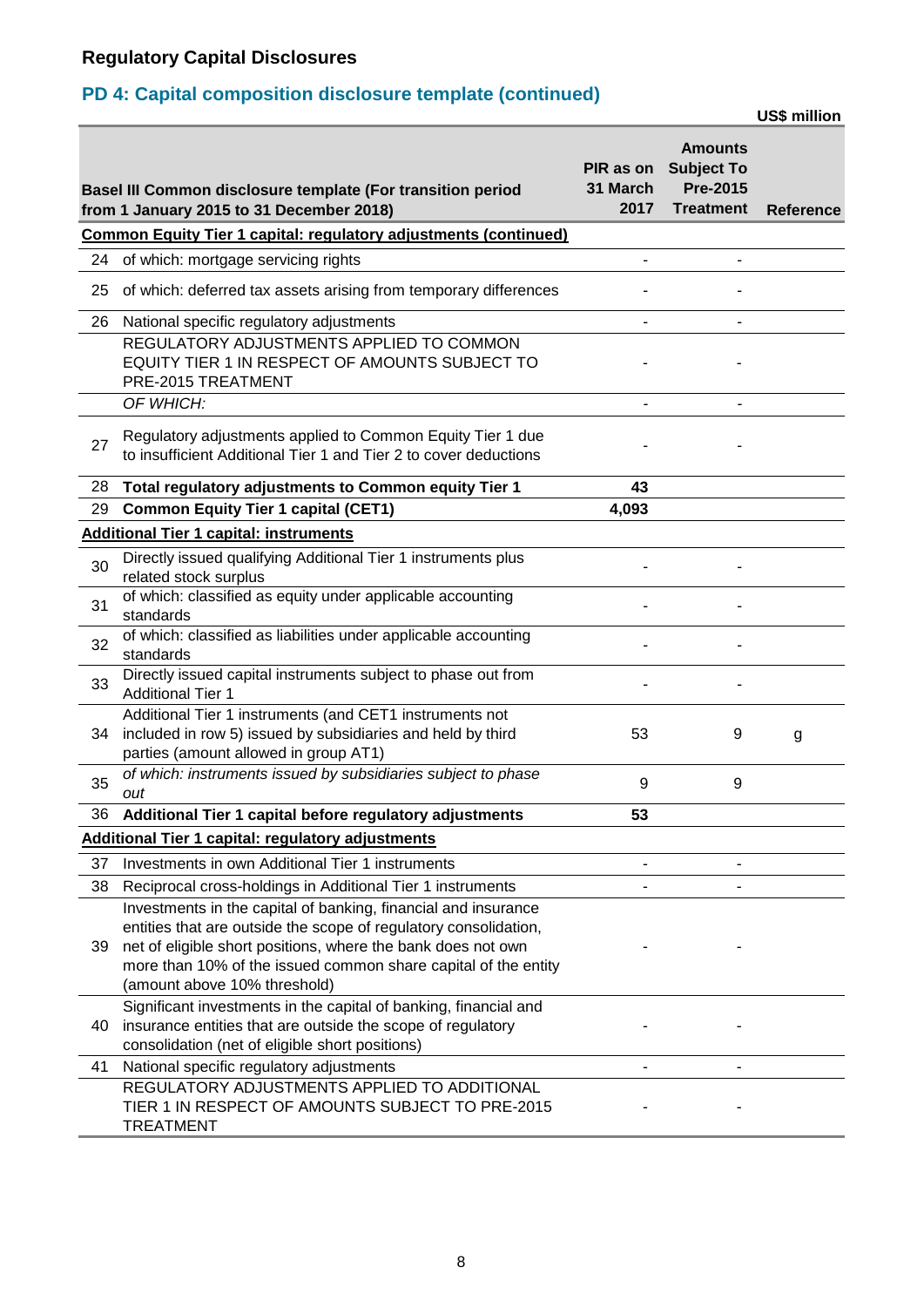## Regulatory Capital Disclosures

### PD 4: Capital composition disclosure template (continued)

US$ million

| | Basel III Common disclosure template (For transition period from 1 January 2015 to 31 December 2018) | PIR as on 31 March 2017 | Amounts Subject To Pre-2015 Treatment | Reference |
|---|---|---|---|---|
| | **Common Equity Tier 1 capital: regulatory adjustments (continued)** | | | |
| 24 | of which: mortgage servicing rights | - | - | |
| 25 | of which: deferred tax assets arising from temporary differences | - | - | |
| 26 | National specific regulatory adjustments | - | - | |
| | REGULATORY ADJUSTMENTS APPLIED TO COMMON EQUITY TIER 1 IN RESPECT OF AMOUNTS SUBJECT TO PRE-2015 TREATMENT | - | - | |
| | *OF WHICH:* | - | - | |
| 27 | Regulatory adjustments applied to Common Equity Tier 1 due to insufficient Additional Tier 1 and Tier 2 to cover deductions | - | - | |
| 28 | **Total regulatory adjustments to Common equity Tier 1** | **43** | | |
| 29 | **Common Equity Tier 1 capital (CET1)** | **4,093** | | |
| | **Additional Tier 1 capital: instruments** | | | |
| 30 | Directly issued qualifying Additional Tier 1 instruments plus related stock surplus | - | - | |
| 31 | of which: classified as equity under applicable accounting standards | - | - | |
| 32 | of which: classified as liabilities under applicable accounting standards | - | - | |
| 33 | Directly issued capital instruments subject to phase out from Additional Tier 1 | - | - | |
| 34 | Additional Tier 1 instruments (and CET1 instruments not included in row 5) issued by subsidiaries and held by third parties (amount allowed in group AT1) | 53 | 9 | g |
| 35 | *of which: instruments issued by subsidiaries subject to phase out* | 9 | 9 | |
| 36 | **Additional Tier 1 capital before regulatory adjustments** | **53** | | |
| | **Additional Tier 1 capital: regulatory adjustments** | | | |
| 37 | Investments in own Additional Tier 1 instruments | - | - | |
| 38 | Reciprocal cross-holdings in Additional Tier 1 instruments | - | - | |
| 39 | Investments in the capital of banking, financial and insurance entities that are outside the scope of regulatory consolidation, net of eligible short positions, where the bank does not own more than 10% of the issued common share capital of the entity (amount above 10% threshold) | - | - | |
| 40 | Significant investments in the capital of banking, financial and insurance entities that are outside the scope of regulatory consolidation (net of eligible short positions) | - | - | |
| 41 | National specific regulatory adjustments | - | - | |
| | REGULATORY ADJUSTMENTS APPLIED TO ADDITIONAL TIER 1 IN RESPECT OF AMOUNTS SUBJECT TO PRE-2015 TREATMENT | - | - | |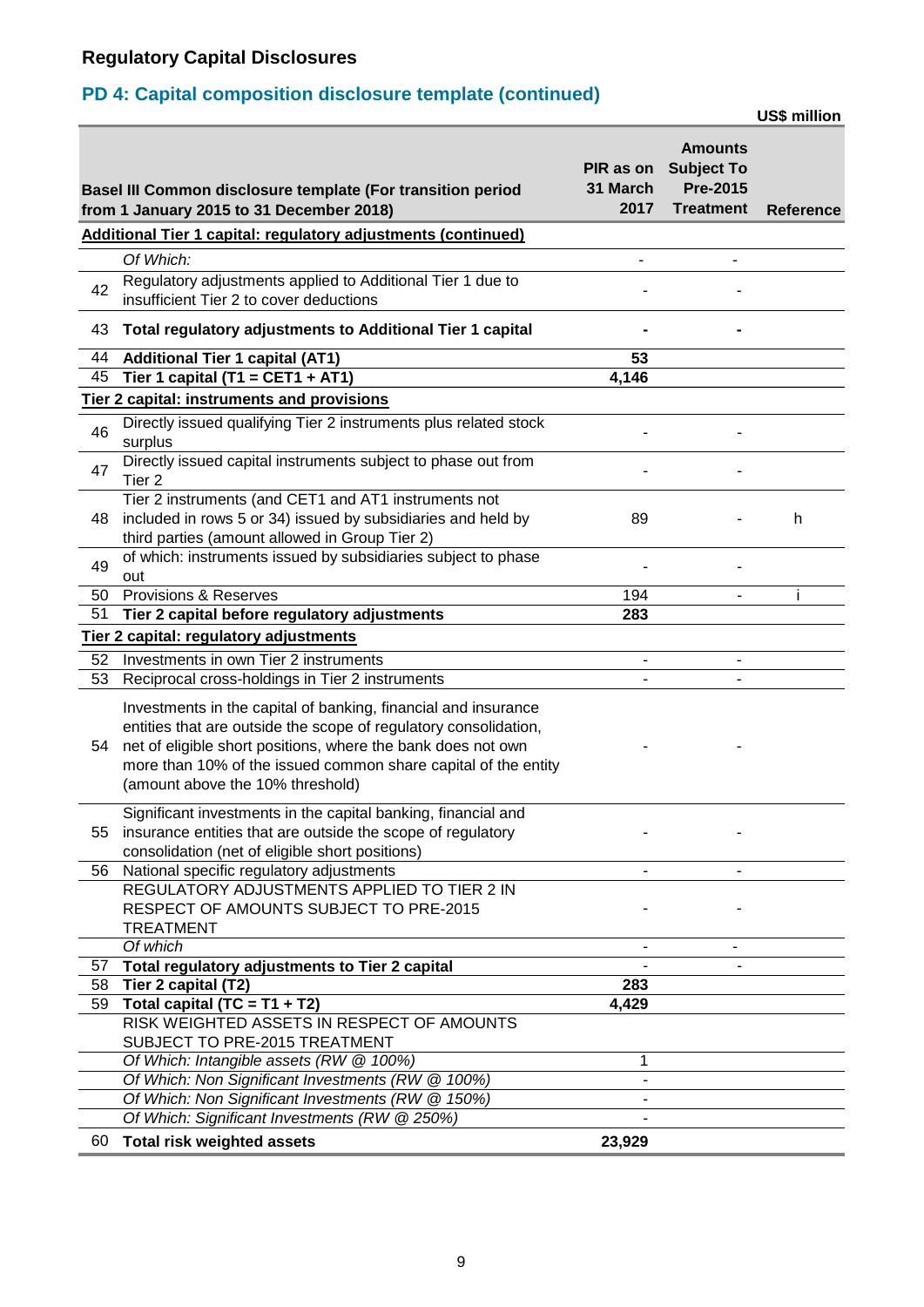## Regulatory Capital Disclosures

## PD 4: Capital composition disclosure template (continued)

US$ million

| | Basel III Common disclosure template (For transition period from 1 January 2015 to 31 December 2018) | PIR as on 31 March 2017 | Amounts Subject To Pre-2015 Treatment | Reference |
|---|---|---|---|---|
| | **Additional Tier 1 capital: regulatory adjustments (continued)** | | | |
| | *Of Which:* | - | - | |
| 42 | Regulatory adjustments applied to Additional Tier 1 due to insufficient Tier 2 to cover deductions | - | - | |
| 43 | **Total regulatory adjustments to Additional Tier 1 capital** | **-** | **-** | |
| 44 | **Additional Tier 1 capital (AT1)** | **53** | | |
| 45 | **Tier 1 capital (T1 = CET1 + AT1)** | **4,146** | | |
| | **Tier 2 capital: instruments and provisions** | | | |
| 46 | Directly issued qualifying Tier 2 instruments plus related stock surplus | - | - | |
| 47 | Directly issued capital instruments subject to phase out from Tier 2 | - | - | |
| 48 | Tier 2 instruments (and CET1 and AT1 instruments not included in rows 5 or 34) issued by subsidiaries and held by third parties (amount allowed in Group Tier 2) | 89 | - | h |
| 49 | of which: instruments issued by subsidiaries subject to phase out | - | - | |
| 50 | Provisions & Reserves | 194 | - | i |
| 51 | **Tier 2 capital before regulatory adjustments** | **283** | | |
| | **Tier 2 capital: regulatory adjustments** | | | |
| 52 | Investments in own Tier 2 instruments | - | - | |
| 53 | Reciprocal cross-holdings in Tier 2 instruments | - | - | |
| 54 | Investments in the capital of banking, financial and insurance entities that are outside the scope of regulatory consolidation, net of eligible short positions, where the bank does not own more than 10% of the issued common share capital of the entity (amount above the 10% threshold) | - | - | |
| 55 | Significant investments in the capital banking, financial and insurance entities that are outside the scope of regulatory consolidation (net of eligible short positions) | - | - | |
| 56 | National specific regulatory adjustments | - | - | |
| | REGULATORY ADJUSTMENTS APPLIED TO TIER 2 IN RESPECT OF AMOUNTS SUBJECT TO PRE-2015 TREATMENT | - | - | |
| | *Of which* | - | - | |
| 57 | **Total regulatory adjustments to Tier 2 capital** | - | - | |
| 58 | **Tier 2 capital (T2)** | **283** | | |
| 59 | **Total capital (TC = T1 + T2)** | **4,429** | | |
| | RISK WEIGHTED ASSETS IN RESPECT OF AMOUNTS SUBJECT TO PRE-2015 TREATMENT | | | |
| | *Of Which: Intangible assets (RW @ 100%)* | 1 | | |
| | *Of Which: Non Significant Investments (RW @ 100%)* | - | | |
| | *Of Which: Non Significant Investments (RW @ 150%)* | - | | |
| | *Of Which: Significant Investments (RW @ 250%)* | - | | |
| 60 | **Total risk weighted assets** | **23,929** | | |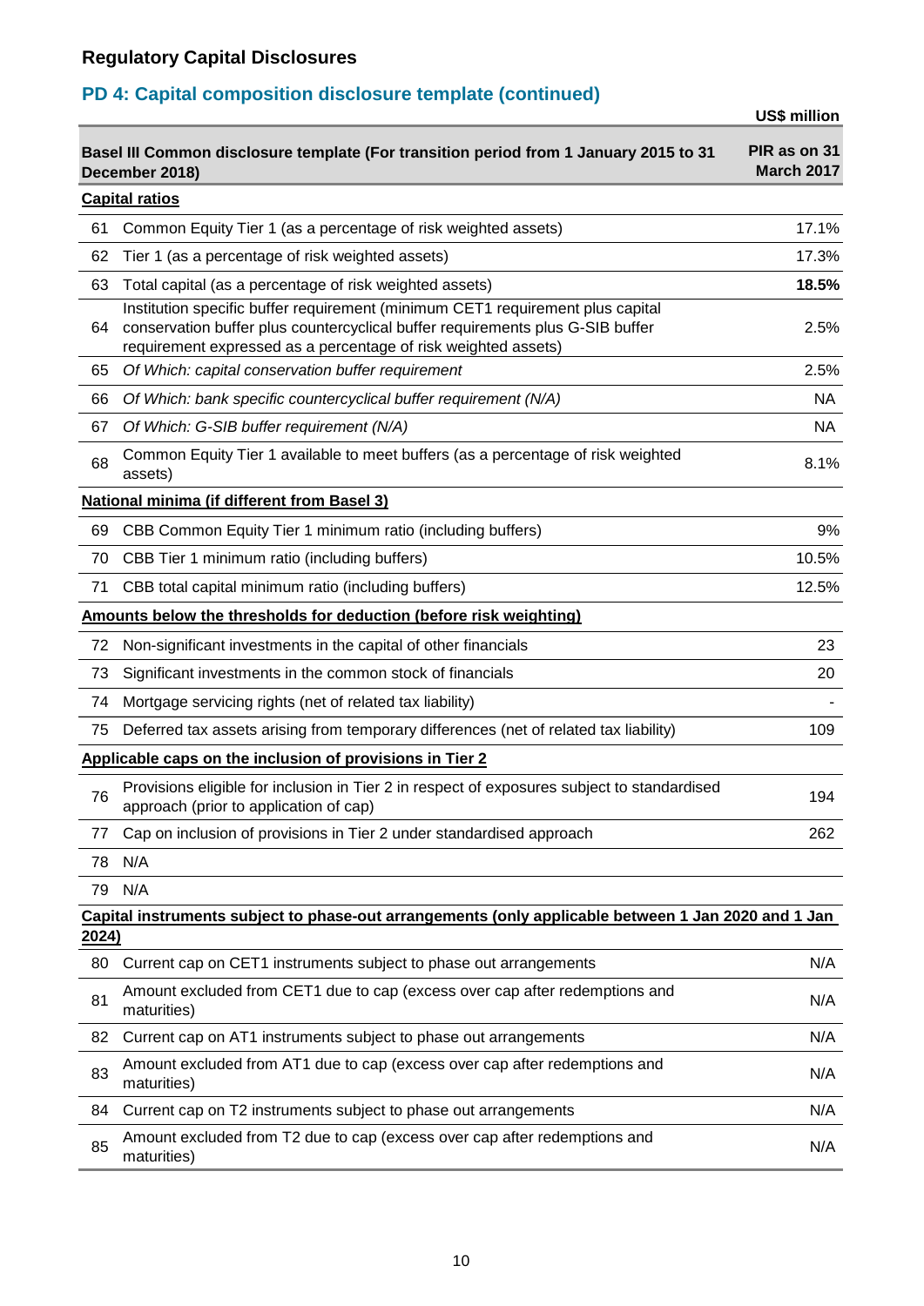## Regulatory Capital Disclosures

### PD 4: Capital composition disclosure template (continued)

US$ million

| | Basel III Common disclosure template (For transition period from 1 January 2015 to 31 December 2018) | PIR as on 31 March 2017 |
|---|---|---|
| **Capital ratios** | | |
| 61 | Common Equity Tier 1 (as a percentage of risk weighted assets) | 17.1% |
| 62 | Tier 1 (as a percentage of risk weighted assets) | 17.3% |
| 63 | Total capital (as a percentage of risk weighted assets) | **18.5%** |
| 64 | Institution specific buffer requirement (minimum CET1 requirement plus capital conservation buffer plus countercyclical buffer requirements plus G-SIB buffer requirement expressed as a percentage of risk weighted assets) | 2.5% |
| 65 | *Of Which: capital conservation buffer requirement* | 2.5% |
| 66 | *Of Which: bank specific countercyclical buffer requirement (N/A)* | NA |
| 67 | *Of Which: G-SIB buffer requirement (N/A)* | NA |
| 68 | Common Equity Tier 1 available to meet buffers (as a percentage of risk weighted assets) | 8.1% |
| **National minima (if different from Basel 3)** | | |
| 69 | CBB Common Equity Tier 1 minimum ratio (including buffers) | 9% |
| 70 | CBB Tier 1 minimum ratio (including buffers) | 10.5% |
| 71 | CBB total capital minimum ratio (including buffers) | 12.5% |
| **Amounts below the thresholds for deduction (before risk weighting)** | | |
| 72 | Non-significant investments in the capital of other financials | 23 |
| 73 | Significant investments in the common stock of financials | 20 |
| 74 | Mortgage servicing rights (net of related tax liability) | - |
| 75 | Deferred tax assets arising from temporary differences (net of related tax liability) | 109 |
| **Applicable caps on the inclusion of provisions in Tier 2** | | |
| 76 | Provisions eligible for inclusion in Tier 2 in respect of exposures subject to standardised approach (prior to application of cap) | 194 |
| 77 | Cap on inclusion of provisions in Tier 2 under standardised approach | 262 |
| 78 | N/A | |
| 79 | N/A | |
| **Capital instruments subject to phase-out arrangements (only applicable between 1 Jan 2020 and 1 Jan 2024)** | | |
| 80 | Current cap on CET1 instruments subject to phase out arrangements | N/A |
| 81 | Amount excluded from CET1 due to cap (excess over cap after redemptions and maturities) | N/A |
| 82 | Current cap on AT1 instruments subject to phase out arrangements | N/A |
| 83 | Amount excluded from AT1 due to cap (excess over cap after redemptions and maturities) | N/A |
| 84 | Current cap on T2 instruments subject to phase out arrangements | N/A |
| 85 | Amount excluded from T2 due to cap (excess over cap after redemptions and maturities) | N/A |